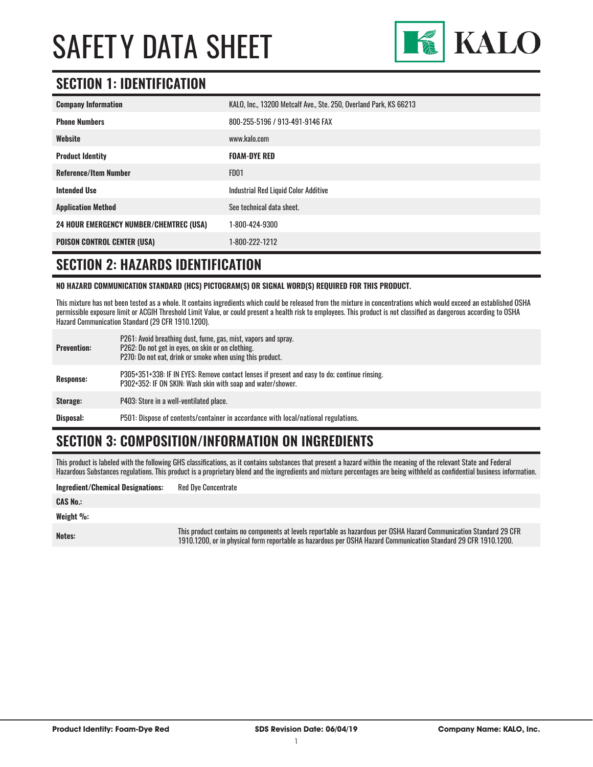# SAFETY DATA SHEET

KALO

## SECTION 1: IDENTIFICATION

| | |
|---|---|
| **Company Information** | KALO, Inc., 13200 Metcalf Ave., Ste. 250, Overland Park, KS 66213 |
| **Phone Numbers** | 800-255-5196 / 913-491-9146 FAX |
| **Website** | www.kalo.com |
| **Product Identity** | **FOAM-DYE RED** |
| **Reference/Item Number** | FD01 |
| **Intended Use** | Industrial Red Liquid Color Additive |
| **Application Method** | See technical data sheet. |
| **24 HOUR EMERGENCY NUMBER/CHEMTREC (USA)** | 1-800-424-9300 |
| **POISON CONTROL CENTER (USA)** | 1-800-222-1212 |

## SECTION 2: HAZARDS IDENTIFICATION

**NO HAZARD COMMUNICATION STANDARD (HCS) PICTOGRAM(S) OR SIGNAL WORD(S) REQUIRED FOR THIS PRODUCT.**

This mixture has not been tested as a whole. It contains ingredients which could be released from the mixture in concentrations which would exceed an established OSHA permissible exposure limit or ACGIH Threshold Limit Value, or could present a health risk to employees. This product is not classified as dangerous according to OSHA Hazard Communication Standard (29 CFR 1910.1200).

| | |
|---|---|
| **Prevention:** | P261: Avoid breathing dust, fume, gas, mist, vapors and spray.<br>P262: Do not get in eyes, on skin or on clothing.<br>P270: Do not eat, drink or smoke when using this product. |
| **Response:** | P305+351+338: IF IN EYES: Remove contact lenses if present and easy to do; continue rinsing.<br>P302+352: IF ON SKIN: Wash skin with soap and water/shower. |
| **Storage:** | P403: Store in a well-ventilated place. |
| **Disposal:** | P501: Dispose of contents/container in accordance with local/national regulations. |

## SECTION 3: COMPOSITION/INFORMATION ON INGREDIENTS

This product is labeled with the following GHS classifications, as it contains substances that present a hazard within the meaning of the relevant State and Federal Hazardous Substances regulations. This product is a proprietary blend and the ingredients and mixture percentages are being withheld as confidential business information.

| | |
|---|---|
| **Ingredient/Chemical Designations:** | Red Dye Concentrate |
| **CAS No.:** | |
| **Weight %:** | |
| **Notes:** | This product contains no components at levels reportable as hazardous per OSHA Hazard Communication Standard 29 CFR 1910.1200, or in physical form reportable as hazardous per OSHA Hazard Communication Standard 29 CFR 1910.1200. |

**Product Identity: Foam-Dye Red** | **SDS Revision Date: 06/04/19** | **Company Name: KALO, Inc.**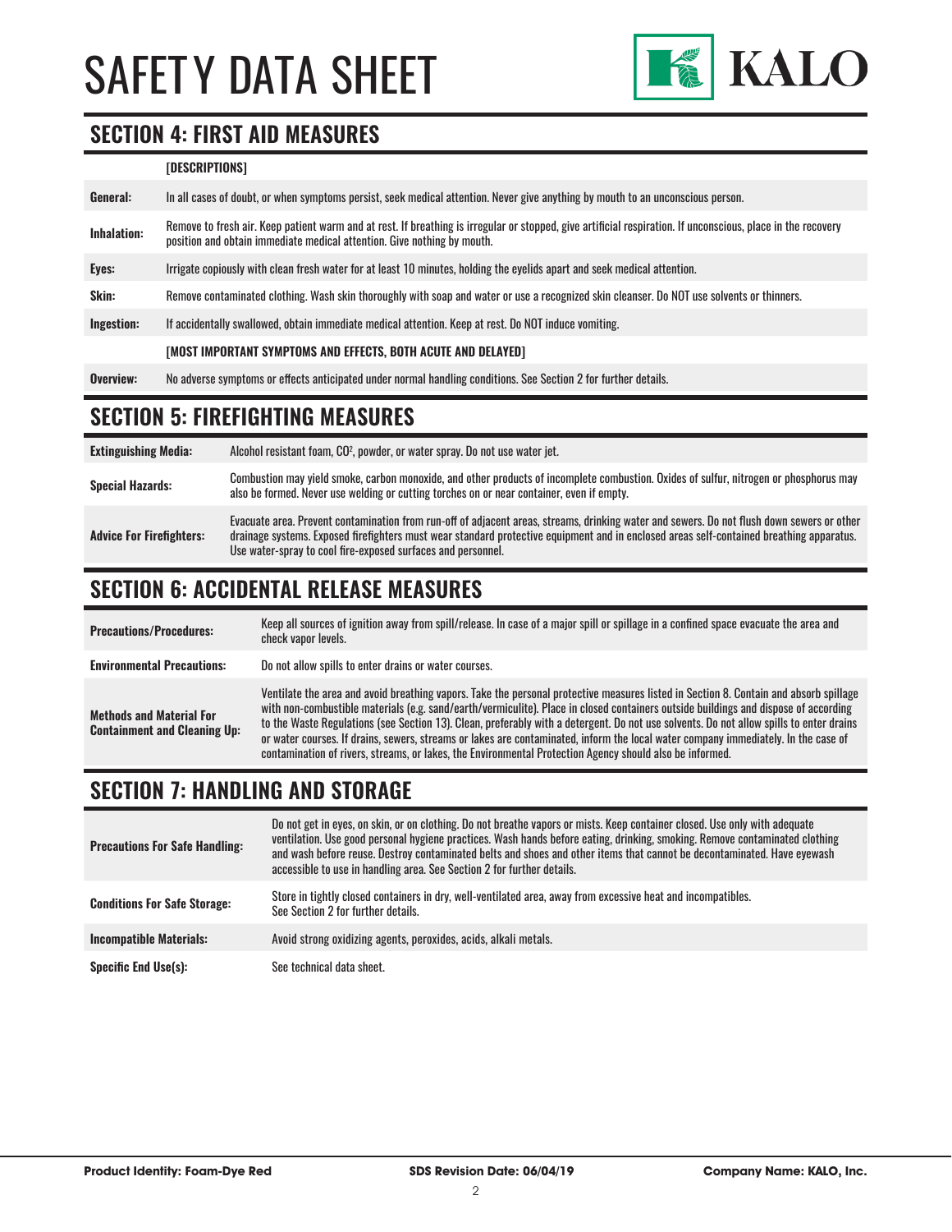# SAFETY DATA SHEET

## SECTION 4: FIRST AID MEASURES

| | |
|---|---|
| | **[DESCRIPTIONS]** |
| **General:** | In all cases of doubt, or when symptoms persist, seek medical attention. Never give anything by mouth to an unconscious person. |
| **Inhalation:** | Remove to fresh air. Keep patient warm and at rest. If breathing is irregular or stopped, give artificial respiration. If unconscious, place in the recovery position and obtain immediate medical attention. Give nothing by mouth. |
| **Eyes:** | Irrigate copiously with clean fresh water for at least 10 minutes, holding the eyelids apart and seek medical attention. |
| **Skin:** | Remove contaminated clothing. Wash skin thoroughly with soap and water or use a recognized skin cleanser. Do NOT use solvents or thinners. |
| **Ingestion:** | If accidentally swallowed, obtain immediate medical attention. Keep at rest. Do NOT induce vomiting. |
| | **[MOST IMPORTANT SYMPTOMS AND EFFECTS, BOTH ACUTE AND DELAYED]** |
| **Overview:** | No adverse symptoms or effects anticipated under normal handling conditions. See Section 2 for further details. |

## SECTION 5: FIREFIGHTING MEASURES

| | |
|---|---|
| **Extinguishing Media:** | Alcohol resistant foam, $CO^2$, powder, or water spray. Do not use water jet. |
| **Special Hazards:** | Combustion may yield smoke, carbon monoxide, and other products of incomplete combustion. Oxides of sulfur, nitrogen or phosphorus may also be formed. Never use welding or cutting torches on or near container, even if empty. |
| **Advice For Firefighters:** | Evacuate area. Prevent contamination from run-off of adjacent areas, streams, drinking water and sewers. Do not flush down sewers or other drainage systems. Exposed firefighters must wear standard protective equipment and in enclosed areas self-contained breathing apparatus. Use water-spray to cool fire-exposed surfaces and personnel. |

## SECTION 6: ACCIDENTAL RELEASE MEASURES

| | |
|---|---|
| **Precautions/Procedures:** | Keep all sources of ignition away from spill/release. In case of a major spill or spillage in a confined space evacuate the area and check vapor levels. |
| **Environmental Precautions:** | Do not allow spills to enter drains or water courses. |
| **Methods and Material For Containment and Cleaning Up:** | Ventilate the area and avoid breathing vapors. Take the personal protective measures listed in Section 8. Contain and absorb spillage with non-combustible materials (e.g. sand/earth/vermiculite). Place in closed containers outside buildings and dispose of according to the Waste Regulations (see Section 13). Clean, preferably with a detergent. Do not use solvents. Do not allow spills to enter drains or water courses. If drains, sewers, streams or lakes are contaminated, inform the local water company immediately. In the case of contamination of rivers, streams, or lakes, the Environmental Protection Agency should also be informed. |

## SECTION 7: HANDLING AND STORAGE

| | |
|---|---|
| **Precautions For Safe Handling:** | Do not get in eyes, on skin, or on clothing. Do not breathe vapors or mists. Keep container closed. Use only with adequate ventilation. Use good personal hygiene practices. Wash hands before eating, drinking, smoking. Remove contaminated clothing and wash before reuse. Destroy contaminated belts and shoes and other items that cannot be decontaminated. Have eyewash accessible to use in handling area. See Section 2 for further details. |
| **Conditions For Safe Storage:** | Store in tightly closed containers in dry, well-ventilated area, away from excessive heat and incompatibles. See Section 2 for further details. |
| **Incompatible Materials:** | Avoid strong oxidizing agents, peroxides, acids, alkali metals. |
| **Specific End Use(s):** | See technical data sheet. |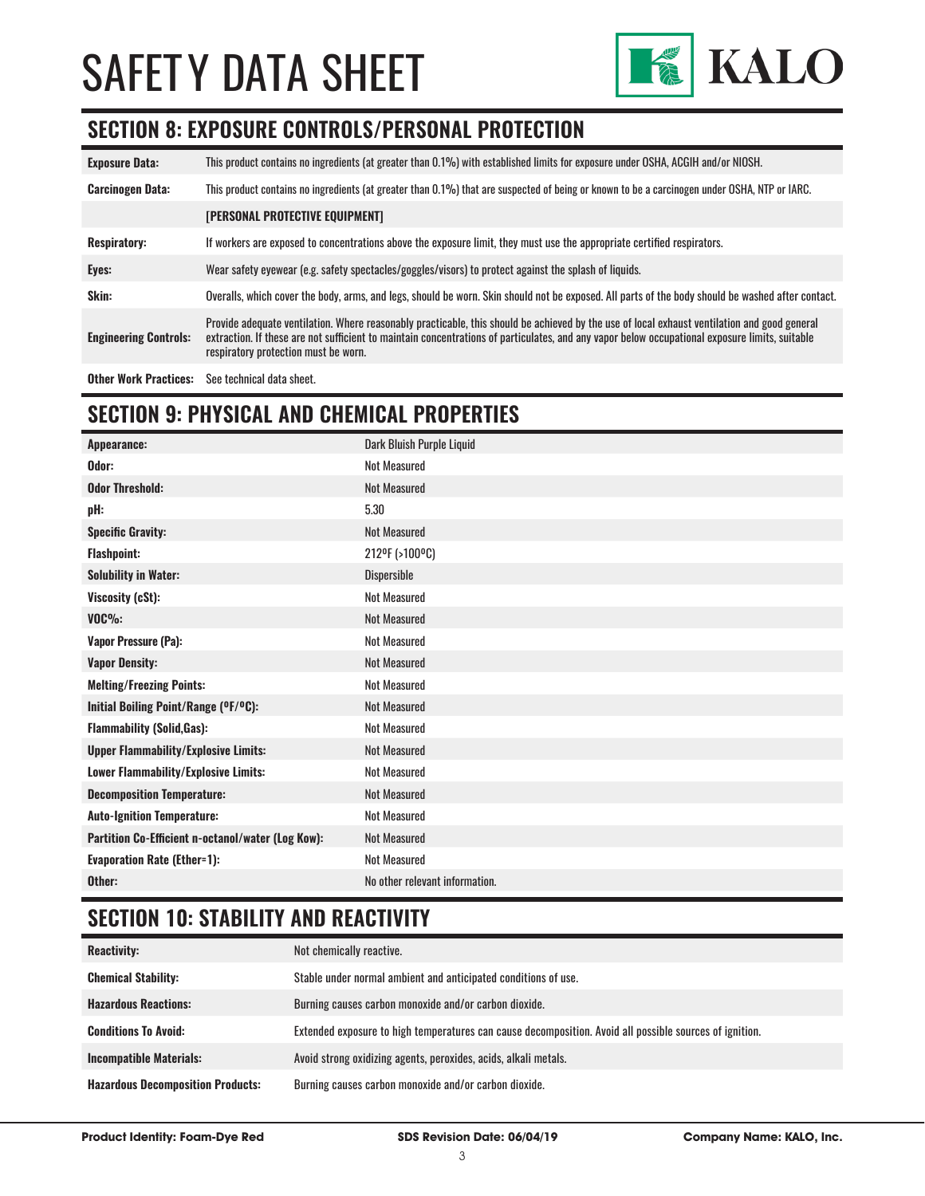# SAFETY DATA SHEET

## SECTION 8: EXPOSURE CONTROLS/PERSONAL PROTECTION

| | |
|---|---|
| **Exposure Data:** | This product contains no ingredients (at greater than 0.1%) with established limits for exposure under OSHA, ACGIH and/or NIOSH. |
| **Carcinogen Data:** | This product contains no ingredients (at greater than 0.1%) that are suspected of being or known to be a carcinogen under OSHA, NTP or IARC. |
| | **[PERSONAL PROTECTIVE EQUIPMENT]** |
| **Respiratory:** | If workers are exposed to concentrations above the exposure limit, they must use the appropriate certified respirators. |
| **Eyes:** | Wear safety eyewear (e.g. safety spectacles/goggles/visors) to protect against the splash of liquids. |
| **Skin:** | Overalls, which cover the body, arms, and legs, should be worn. Skin should not be exposed. All parts of the body should be washed after contact. |
| **Engineering Controls:** | Provide adequate ventilation. Where reasonably practicable, this should be achieved by the use of local exhaust ventilation and good general extraction. If these are not sufficient to maintain concentrations of particulates, and any vapor below occupational exposure limits, suitable respiratory protection must be worn. |
| **Other Work Practices:** | See technical data sheet. |

## SECTION 9: PHYSICAL AND CHEMICAL PROPERTIES

| | |
|---|---|
| **Appearance:** | Dark Bluish Purple Liquid |
| **Odor:** | Not Measured |
| **Odor Threshold:** | Not Measured |
| **pH:** | 5.30 |
| **Specific Gravity:** | Not Measured |
| **Flashpoint:** | 212ºF (>100ºC) |
| **Solubility in Water:** | Dispersible |
| **Viscosity (cSt):** | Not Measured |
| **VOC%:** | Not Measured |
| **Vapor Pressure (Pa):** | Not Measured |
| **Vapor Density:** | Not Measured |
| **Melting/Freezing Points:** | Not Measured |
| **Initial Boiling Point/Range (ºF/ºC):** | Not Measured |
| **Flammability (Solid,Gas):** | Not Measured |
| **Upper Flammability/Explosive Limits:** | Not Measured |
| **Lower Flammability/Explosive Limits:** | Not Measured |
| **Decomposition Temperature:** | Not Measured |
| **Auto-Ignition Temperature:** | Not Measured |
| **Partition Co-Efficient n-octanol/water (Log Kow):** | Not Measured |
| **Evaporation Rate (Ether=1):** | Not Measured |
| **Other:** | No other relevant information. |

## SECTION 10: STABILITY AND REACTIVITY

| | |
|---|---|
| **Reactivity:** | Not chemically reactive. |
| **Chemical Stability:** | Stable under normal ambient and anticipated conditions of use. |
| **Hazardous Reactions:** | Burning causes carbon monoxide and/or carbon dioxide. |
| **Conditions To Avoid:** | Extended exposure to high temperatures can cause decomposition. Avoid all possible sources of ignition. |
| **Incompatible Materials:** | Avoid strong oxidizing agents, peroxides, acids, alkali metals. |
| **Hazardous Decomposition Products:** | Burning causes carbon monoxide and/or carbon dioxide. |

**Product Identity: Foam-Dye Red** **SDS Revision Date: 06/04/19** **Company Name: KALO, Inc.**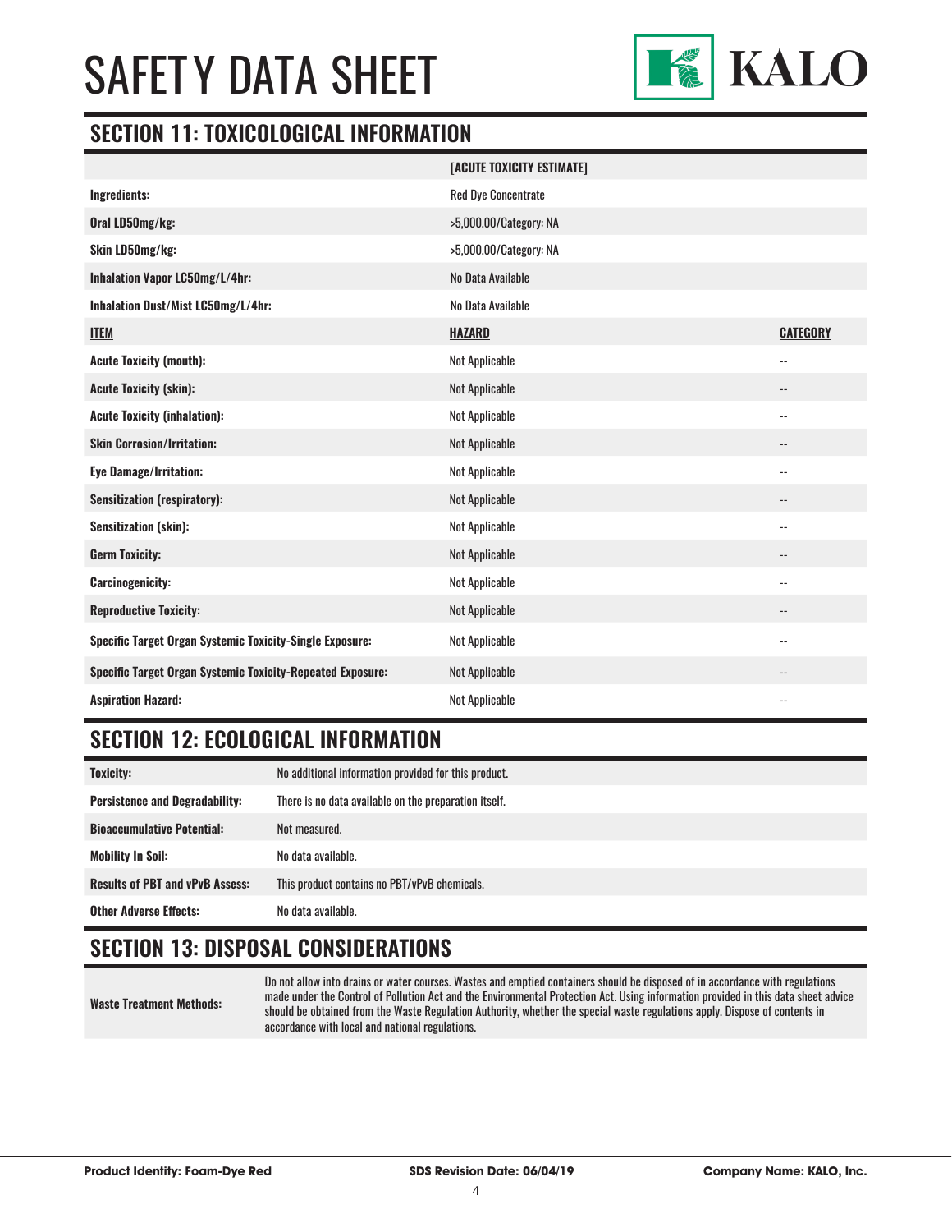## SECTION 11: TOXICOLOGICAL INFORMATION

| | [ACUTE TOXICITY ESTIMATE] | |
|---|---|---|
| **Ingredients:** | Red Dye Concentrate | |
| **Oral LD50mg/kg:** | >5,000.00/Category: NA | |
| **Skin LD50mg/kg:** | >5,000.00/Category: NA | |
| **Inhalation Vapor LC50mg/L/4hr:** | No Data Available | |
| **Inhalation Dust/Mist LC50mg/L/4hr:** | No Data Available | |
| **ITEM** | **HAZARD** | **CATEGORY** |
| **Acute Toxicity (mouth):** | Not Applicable | -- |
| **Acute Toxicity (skin):** | Not Applicable | -- |
| **Acute Toxicity (inhalation):** | Not Applicable | -- |
| **Skin Corrosion/Irritation:** | Not Applicable | -- |
| **Eye Damage/Irritation:** | Not Applicable | -- |
| **Sensitization (respiratory):** | Not Applicable | -- |
| **Sensitization (skin):** | Not Applicable | -- |
| **Germ Toxicity:** | Not Applicable | -- |
| **Carcinogenicity:** | Not Applicable | -- |
| **Reproductive Toxicity:** | Not Applicable | -- |
| **Specific Target Organ Systemic Toxicity-Single Exposure:** | Not Applicable | -- |
| **Specific Target Organ Systemic Toxicity-Repeated Exposure:** | Not Applicable | -- |
| **Aspiration Hazard:** | Not Applicable | -- |

## SECTION 12: ECOLOGICAL INFORMATION

| | |
|---|---|
| **Toxicity:** | No additional information provided for this product. |
| **Persistence and Degradability:** | There is no data available on the preparation itself. |
| **Bioaccumulative Potential:** | Not measured. |
| **Mobility In Soil:** | No data available. |
| **Results of PBT and vPvB Assess:** | This product contains no PBT/vPvB chemicals. |
| **Other Adverse Effects:** | No data available. |

## SECTION 13: DISPOSAL CONSIDERATIONS

| | |
|---|---|
| **Waste Treatment Methods:** | Do not allow into drains or water courses. Wastes and emptied containers should be disposed of in accordance with regulations made under the Control of Pollution Act and the Environmental Protection Act. Using information provided in this data sheet advice should be obtained from the Waste Regulation Authority, whether the special waste regulations apply. Dispose of contents in accordance with local and national regulations. |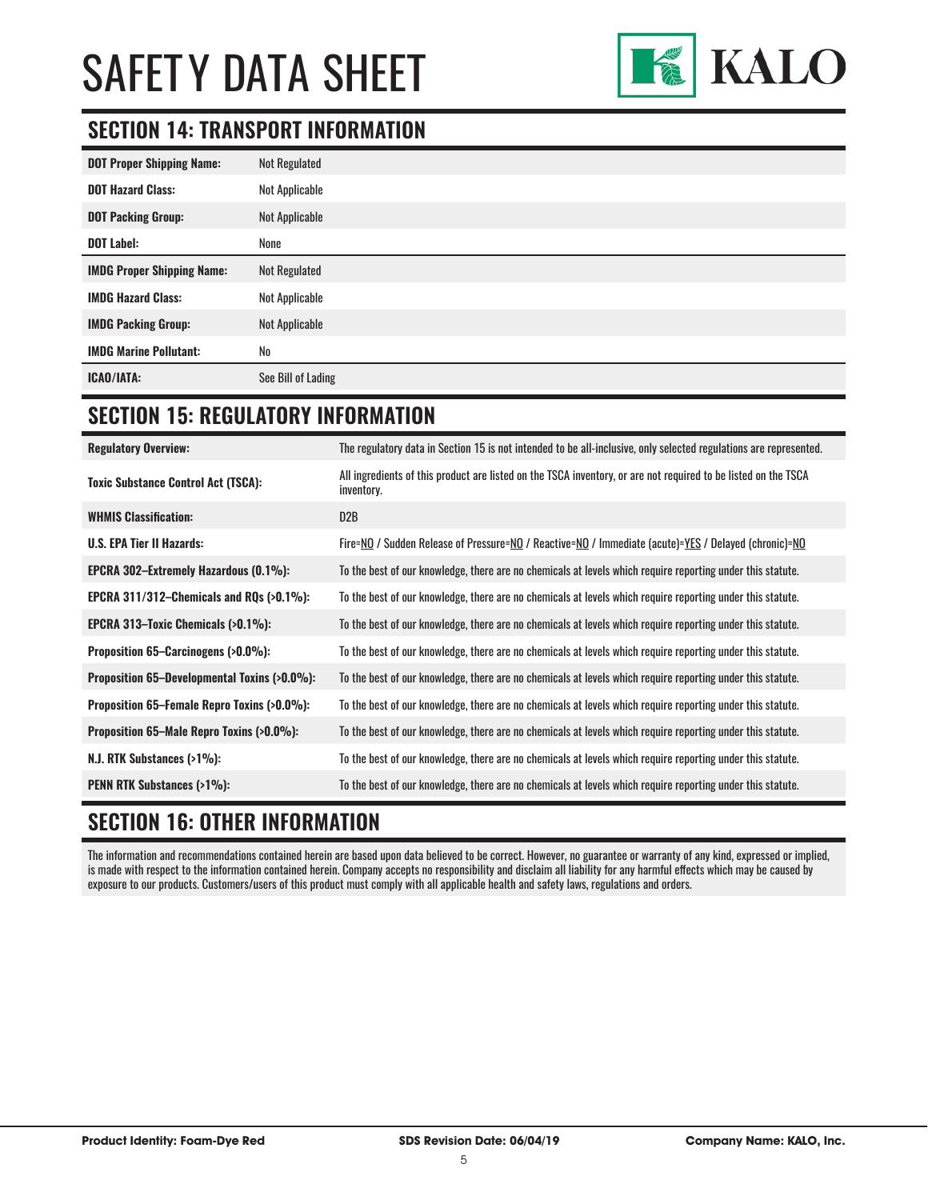# SAFETY DATA SHEET

## SECTION 14: TRANSPORT INFORMATION

| | |
|---|---|
| **DOT Proper Shipping Name:** | Not Regulated |
| **DOT Hazard Class:** | Not Applicable |
| **DOT Packing Group:** | Not Applicable |
| **DOT Label:** | None |
| **IMDG Proper Shipping Name:** | Not Regulated |
| **IMDG Hazard Class:** | Not Applicable |
| **IMDG Packing Group:** | Not Applicable |
| **IMDG Marine Pollutant:** | No |
| **ICAO/IATA:** | See Bill of Lading |

## SECTION 15: REGULATORY INFORMATION

| | |
|---|---|
| **Regulatory Overview:** | The regulatory data in Section 15 is not intended to be all-inclusive, only selected regulations are represented. |
| **Toxic Substance Control Act (TSCA):** | All ingredients of this product are listed on the TSCA inventory, or are not required to be listed on the TSCA inventory. |
| **WHMIS Classification:** | D2B |
| **U.S. EPA Tier II Hazards:** | Fire=NO / Sudden Release of Pressure=NO / Reactive=NO / Immediate (acute)=YES / Delayed (chronic)=NO |
| **EPCRA 302–Extremely Hazardous (0.1%):** | To the best of our knowledge, there are no chemicals at levels which require reporting under this statute. |
| **EPCRA 311/312–Chemicals and RQs (>0.1%):** | To the best of our knowledge, there are no chemicals at levels which require reporting under this statute. |
| **EPCRA 313–Toxic Chemicals (>0.1%):** | To the best of our knowledge, there are no chemicals at levels which require reporting under this statute. |
| **Proposition 65–Carcinogens (>0.0%):** | To the best of our knowledge, there are no chemicals at levels which require reporting under this statute. |
| **Proposition 65–Developmental Toxins (>0.0%):** | To the best of our knowledge, there are no chemicals at levels which require reporting under this statute. |
| **Proposition 65–Female Repro Toxins (>0.0%):** | To the best of our knowledge, there are no chemicals at levels which require reporting under this statute. |
| **Proposition 65–Male Repro Toxins (>0.0%):** | To the best of our knowledge, there are no chemicals at levels which require reporting under this statute. |
| **N.J. RTK Substances (>1%):** | To the best of our knowledge, there are no chemicals at levels which require reporting under this statute. |
| **PENN RTK Substances (>1%):** | To the best of our knowledge, there are no chemicals at levels which require reporting under this statute. |

## SECTION 16: OTHER INFORMATION

The information and recommendations contained herein are based upon data believed to be correct. However, no guarantee or warranty of any kind, expressed or implied, is made with respect to the information contained herein. Company accepts no responsibility and disclaim all liability for any harmful effects which may be caused by exposure to our products. Customers/users of this product must comply with all applicable health and safety laws, regulations and orders.